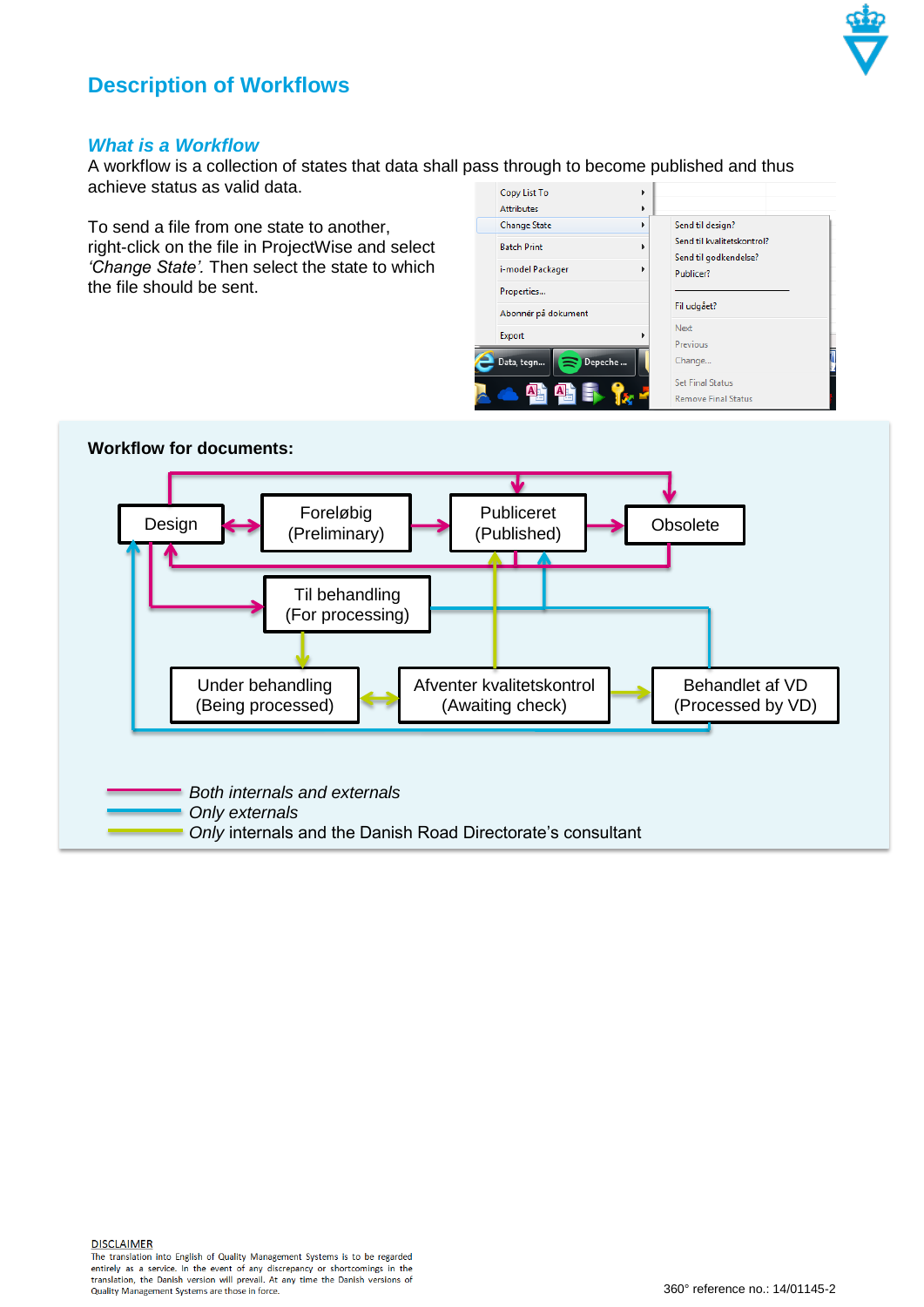# Description of Workflows

## *What is a Workflow*

A workflow is a collection of states that data shall pass through to become published and thus achieve status as valid data.

To send a file from one state to another, right-click on the file in ProjectWise and select *'Change State'*. Then select the state to which the file should be sent.

Copy List To
Attributes
Change State
Batch Print
i-model Packager
Properties...
Abonnér på dokument
Export

Send til design?
Send til kvalitetskontrol?
Send til godkendelse?
Publicer?
Fil udgået?
Next
Previous
Change...
Set Final Status
Remove Final Status

**Workflow for documents:**

Design
Foreløbig (Preliminary)
Publiceret (Published)
Obsolete
Til behandling (For processing)
Under behandling (Being processed)
Afventer kvalitetskontrol (Awaiting check)
Behandlet af VD (Processed by VD)

*Both internals and externals*
*Only externals*
*Only* internals and the Danish Road Directorate's consultant

DISCLAIMER
The translation into English of Quality Management Systems is to be regarded entirely as a service. In the event of any discrepancy or shortcomings in the translation, the Danish version will prevail. At any time the Danish versions of Quality Management Systems are those in force.

360° reference no.: 14/01145-2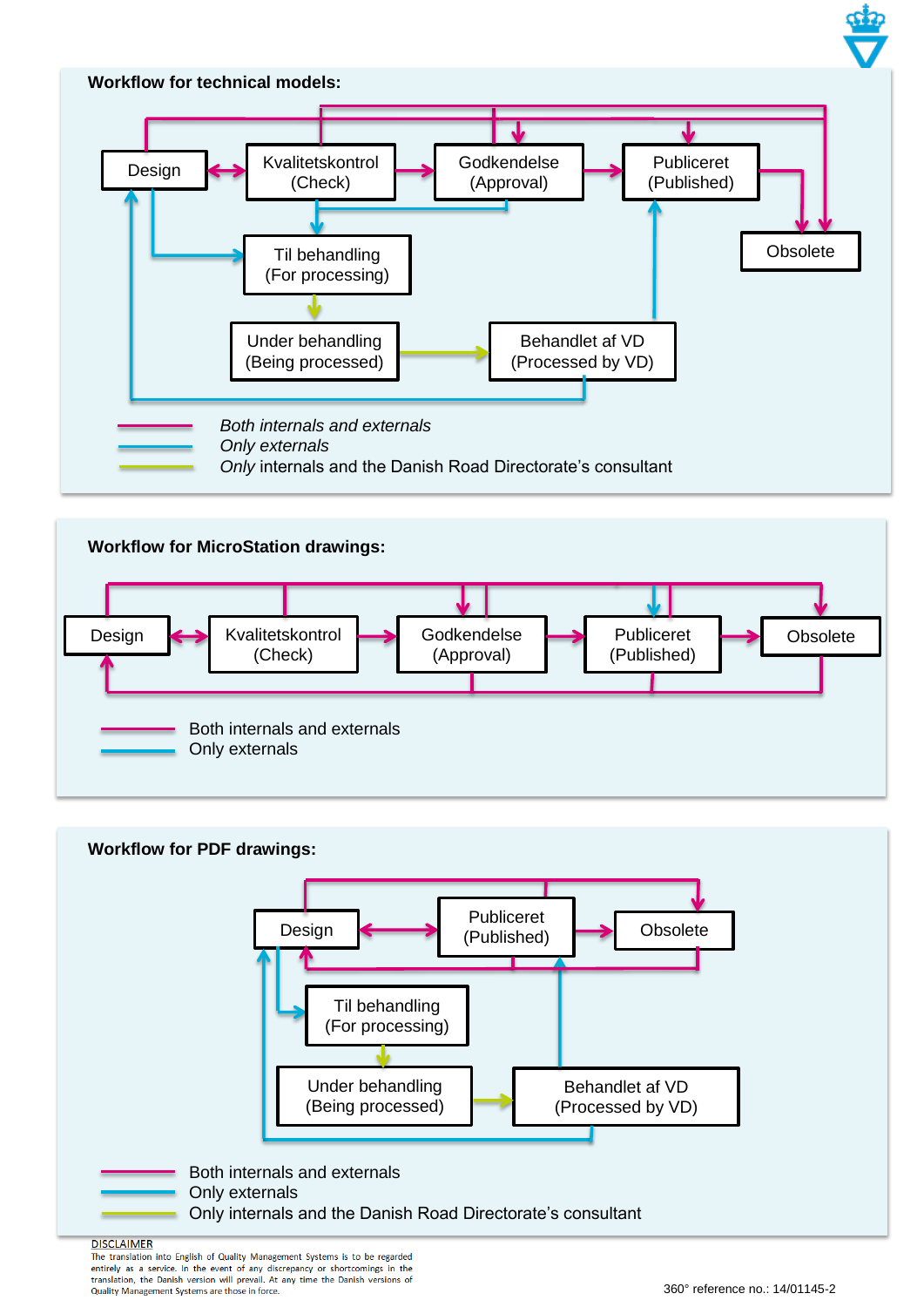**Workflow for technical models:**

Design
Kvalitetskontrol (Check)
Godkendelse (Approval)
Publiceret (Published)
Obsolete
Til behandling (For processing)
Under behandling (Being processed)
Behandlet af VD (Processed by VD)

*Both internals and externals*
*Only externals*
*Only* internals and the Danish Road Directorate's consultant

**Workflow for MicroStation drawings:**

Design
Kvalitetskontrol (Check)
Godkendelse (Approval)
Publiceret (Published)
Obsolete

Both internals and externals
Only externals

**Workflow for PDF drawings:**

Design
Publiceret (Published)
Obsolete
Til behandling (For processing)
Under behandling (Being processed)
Behandlet af VD (Processed by VD)

Both internals and externals
Only externals
Only internals and the Danish Road Directorate's consultant

DISCLAIMER
The translation into English of Quality Management Systems is to be regarded entirely as a service. In the event of any discrepancy or shortcomings in the translation, the Danish version will prevail. At any time the Danish versions of Quality Management Systems are those in force.

360° reference no.: 14/01145-2